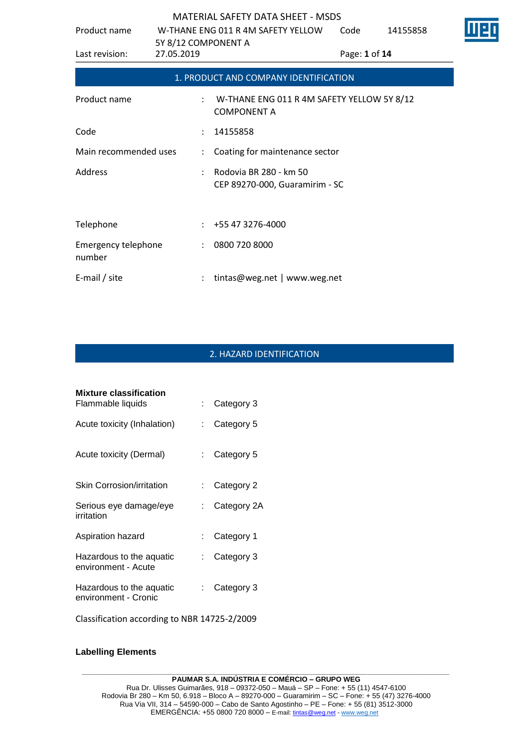## 1. PRODUCT AND COMPANY IDENTIFICATION

| | | |
|---|---|---|
| Product name | : | W-THANE ENG 011 R 4M SAFETY YELLOW 5Y 8/12 COMPONENT A |
| Code | : | 14155858 |
| Main recommended uses | : | Coating for maintenance sector |
| Address | : | Rodovia BR 280 - km 50<br>CEP 89270-000, Guaramirim - SC |
| Telephone | : | +55 47 3276-4000 |
| Emergency telephone number | : | 0800 720 8000 |
| E-mail / site | : | tintas@weg.net \| www.weg.net |

## 2. HAZARD IDENTIFICATION

**Mixture classification**

| | | |
|---|---|---|
| Flammable liquids | : | Category 3 |
| Acute toxicity (Inhalation) | : | Category 5 |
| Acute toxicity (Dermal) | : | Category 5 |
| Skin Corrosion/irritation | : | Category 2 |
| Serious eye damage/eye irritation | : | Category 2A |
| Aspiration hazard | : | Category 1 |
| Hazardous to the aquatic environment - Acute | : | Category 3 |
| Hazardous to the aquatic environment - Cronic | : | Category 3 |

Classification according to NBR 14725-2/2009

**Labelling Elements**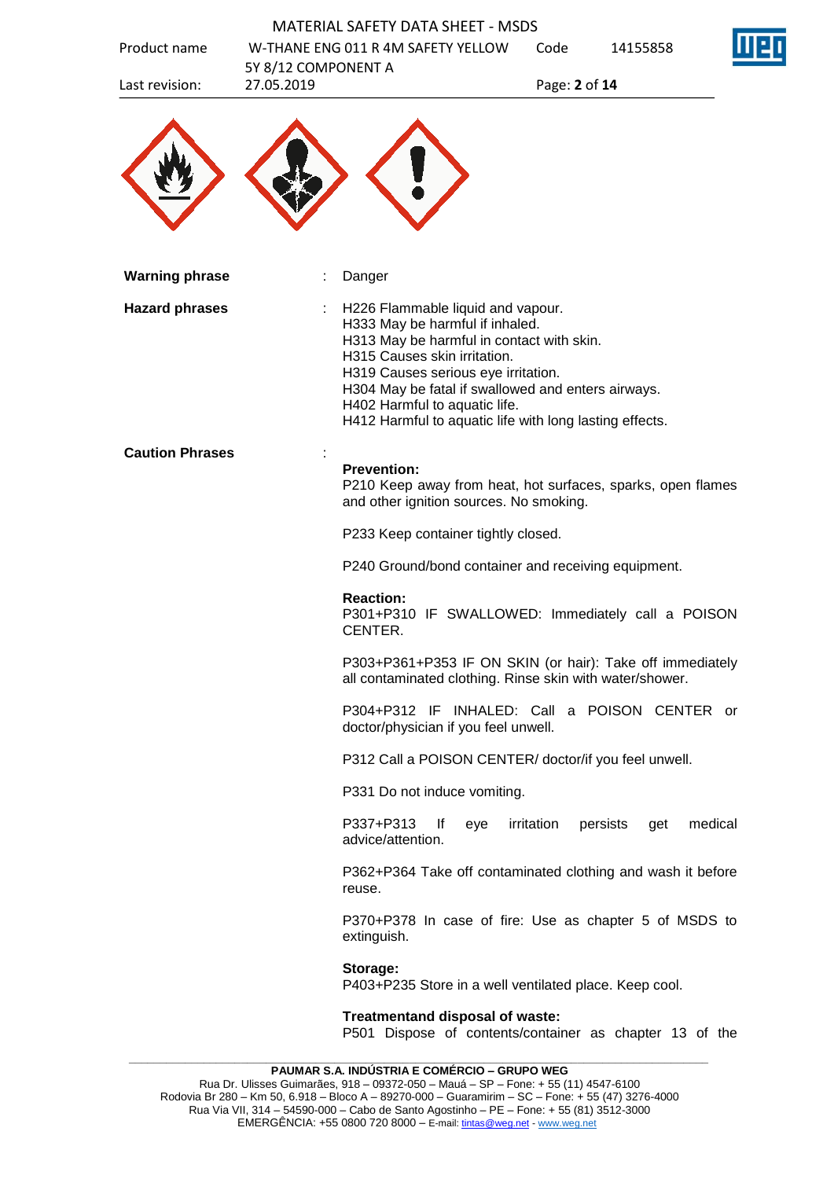**Warning phrase** : Danger

**Hazard phrases** :

H226 Flammable liquid and vapour.
H333 May be harmful if inhaled.
H313 May be harmful in contact with skin.
H315 Causes skin irritation.
H319 Causes serious eye irritation.
H304 May be fatal if swallowed and enters airways.
H402 Harmful to aquatic life.
H412 Harmful to aquatic life with long lasting effects.

**Caution Phrases** :

**Prevention:**
P210 Keep away from heat, hot surfaces, sparks, open flames and other ignition sources. No smoking.

P233 Keep container tightly closed.

P240 Ground/bond container and receiving equipment.

**Reaction:**
P301+P310 IF SWALLOWED: Immediately call a POISON CENTER.

P303+P361+P353 IF ON SKIN (or hair): Take off immediately all contaminated clothing. Rinse skin with water/shower.

P304+P312 IF INHALED: Call a POISON CENTER or doctor/physician if you feel unwell.

P312 Call a POISON CENTER/ doctor/if you feel unwell.

P331 Do not induce vomiting.

P337+P313 If eye irritation persists get medical advice/attention.

P362+P364 Take off contaminated clothing and wash it before reuse.

P370+P378 In case of fire: Use as chapter 5 of MSDS to extinguish.

**Storage:**
P403+P235 Store in a well ventilated place. Keep cool.

**Treatmentand disposal of waste:**
P501 Dispose of contents/container as chapter 13 of the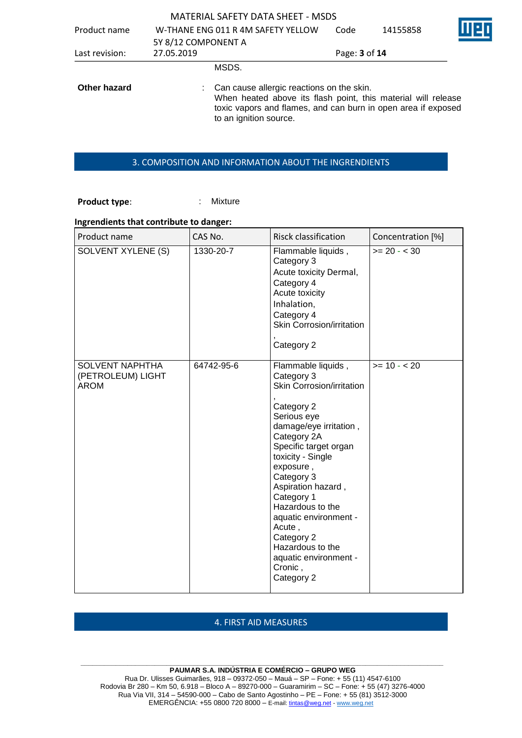MSDS.

**Other hazard** : Can cause allergic reactions on the skin.
When heated above its flash point, this material will release toxic vapors and flames, and can burn in open area if exposed to an ignition source.

## 3. COMPOSITION AND INFORMATION ABOUT THE INGRENDIENTS

**Product type**: : Mixture

**Ingrendients that contribute to danger:**

| Product name | CAS No. | Risck classification | Concentration [%] |
|---|---|---|---|
| SOLVENT XYLENE (S) | 1330-20-7 | Flammable liquids , Category 3<br>Acute toxicity Dermal, Category 4<br>Acute toxicity Inhalation, Category 4<br>Skin Corrosion/irritation , Category 2 | >= 20 - < 30 |
| SOLVENT NAPHTHA (PETROLEUM) LIGHT AROM | 64742-95-6 | Flammable liquids , Category 3<br>Skin Corrosion/irritation , Category 2<br>Serious eye damage/eye irritation , Category 2A<br>Specific target organ toxicity - Single exposure , Category 3<br>Aspiration hazard , Category 1<br>Hazardous to the aquatic environment - Acute , Category 2<br>Hazardous to the aquatic environment - Cronic , Category 2 | >= 10 - < 20 |

## 4. FIRST AID MEASURES

**PAUMAR S.A. INDÚSTRIA E COMÉRCIO – GRUPO WEG**
Rua Dr. Ulisses Guimarães, 918 – 09372-050 – Mauá – SP – Fone: + 55 (11) 4547-6100
Rodovia Br 280 – Km 50, 6.918 – Bloco A – 89270-000 – Guaramirim – SC – Fone: + 55 (47) 3276-4000
Rua Via VII, 314 – 54590-000 – Cabo de Santo Agostinho – PE – Fone: + 55 (81) 3512-3000
EMERGÊNCIA: +55 0800 720 8000 – E-mail: tintas@weg.net - www.weg.net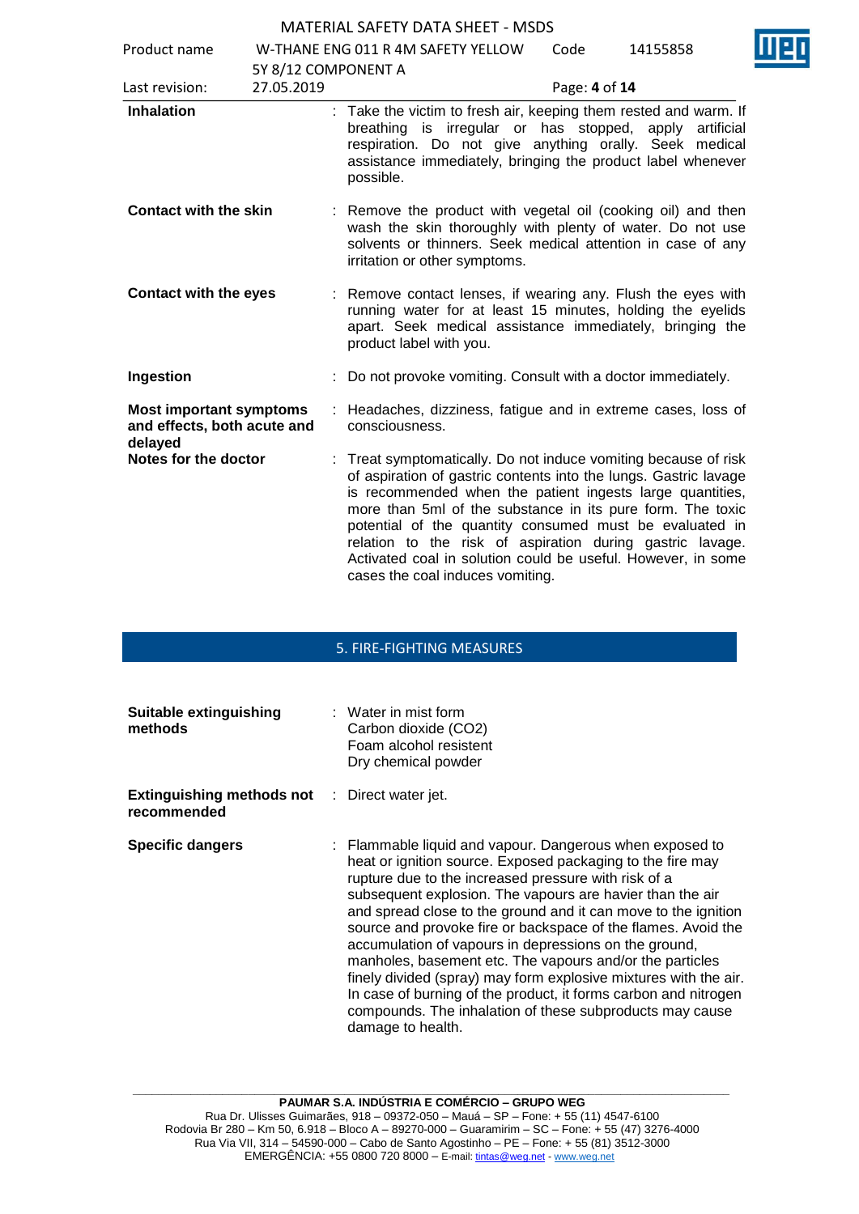**Inhalation** : Take the victim to fresh air, keeping them rested and warm. If breathing is irregular or has stopped, apply artificial respiration. Do not give anything orally. Seek medical assistance immediately, bringing the product label whenever possible.

**Contact with the skin** : Remove the product with vegetal oil (cooking oil) and then wash the skin thoroughly with plenty of water. Do not use solvents or thinners. Seek medical attention in case of any irritation or other symptoms.

**Contact with the eyes** : Remove contact lenses, if wearing any. Flush the eyes with running water for at least 15 minutes, holding the eyelids apart. Seek medical assistance immediately, bringing the product label with you.

**Ingestion** : Do not provoke vomiting. Consult with a doctor immediately.

**Most important symptoms and effects, both acute and delayed** : Headaches, dizziness, fatigue and in extreme cases, loss of consciousness.

**Notes for the doctor** : Treat symptomatically. Do not induce vomiting because of risk of aspiration of gastric contents into the lungs. Gastric lavage is recommended when the patient ingests large quantities, more than 5ml of the substance in its pure form. The toxic potential of the quantity consumed must be evaluated in relation to the risk of aspiration during gastric lavage. Activated coal in solution could be useful. However, in some cases the coal induces vomiting.

## 5. FIRE-FIGHTING MEASURES

**Suitable extinguishing methods** : Water in mist form
Carbon dioxide ($CO_2$)
Foam alcohol resistent
Dry chemical powder

**Extinguishing methods not recommended** : Direct water jet.

**Specific dangers** : Flammable liquid and vapour. Dangerous when exposed to heat or ignition source. Exposed packaging to the fire may rupture due to the increased pressure with risk of a subsequent explosion. The vapours are havier than the air and spread close to the ground and it can move to the ignition source and provoke fire or backspace of the flames. Avoid the accumulation of vapours in depressions on the ground, manholes, basement etc. The vapours and/or the particles finely divided (spray) may form explosive mixtures with the air. In case of burning of the product, it forms carbon and nitrogen compounds. The inhalation of these subproducts may cause damage to health.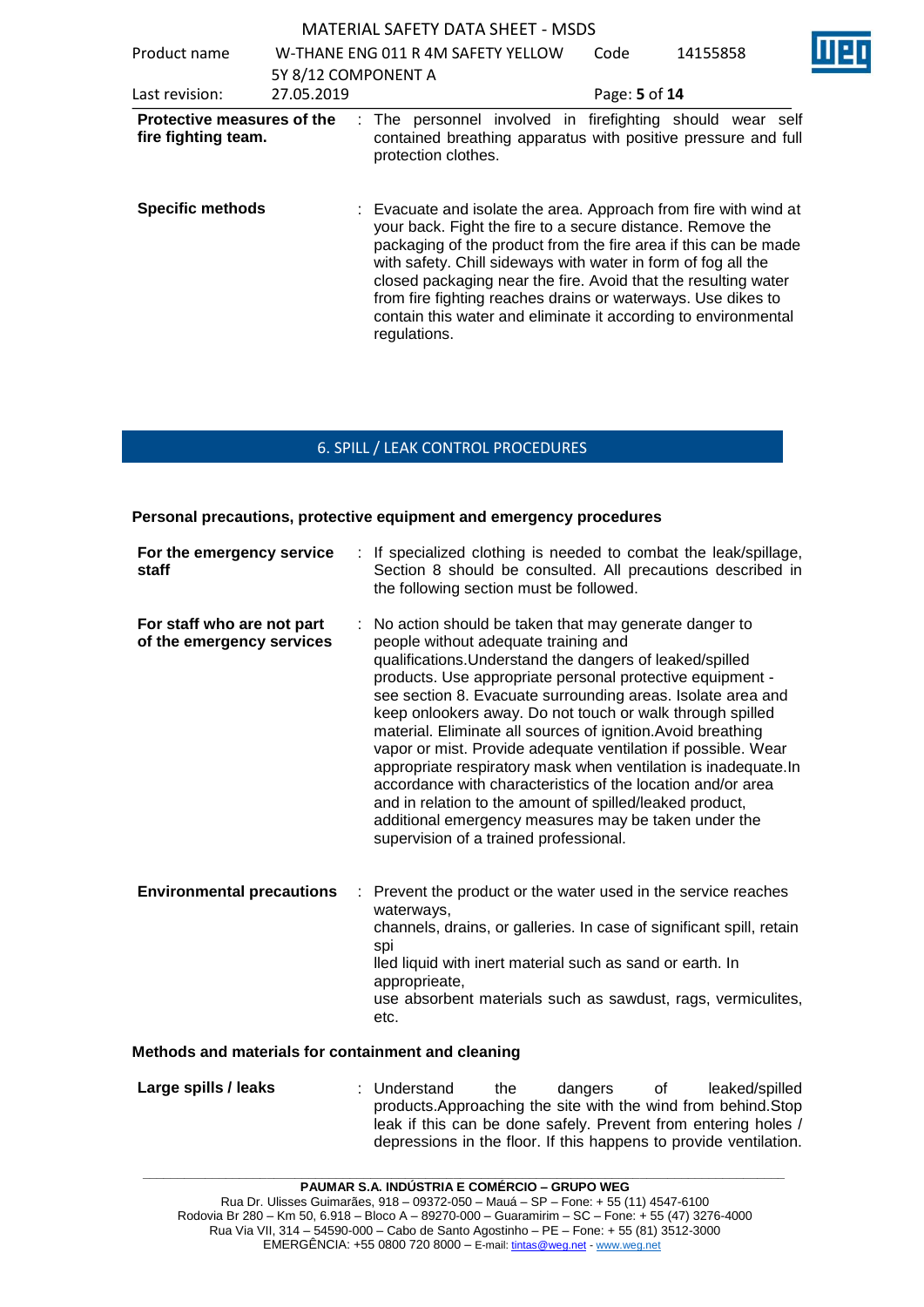**Protective measures of the fire fighting team.** : The personnel involved in firefighting should wear self contained breathing apparatus with positive pressure and full protection clothes.

**Specific methods** : Evacuate and isolate the area. Approach from fire with wind at your back. Fight the fire to a secure distance. Remove the packaging of the product from the fire area if this can be made with safety. Chill sideways with water in form of fog all the closed packaging near the fire. Avoid that the resulting water from fire fighting reaches drains or waterways. Use dikes to contain this water and eliminate it according to environmental regulations.

## 6. SPILL / LEAK CONTROL PROCEDURES

**Personal precautions, protective equipment and emergency procedures**

**For the emergency service staff** : If specialized clothing is needed to combat the leak/spillage, Section 8 should be consulted. All precautions described in the following section must be followed.

**For staff who are not part of the emergency services** : No action should be taken that may generate danger to people without adequate training and qualifications.Understand the dangers of leaked/spilled products. Use appropriate personal protective equipment - see section 8. Evacuate surrounding areas. Isolate area and keep onlookers away. Do not touch or walk through spilled material. Eliminate all sources of ignition.Avoid breathing vapor or mist. Provide adequate ventilation if possible. Wear appropriate respiratory mask when ventilation is inadequate.In accordance with characteristics of the location and/or area and in relation to the amount of spilled/leaked product, additional emergency measures may be taken under the supervision of a trained professional.

**Environmental precautions** : Prevent the product or the water used in the service reaches waterways,
channels, drains, or galleries. In case of significant spill, retain spi
lled liquid with inert material such as sand or earth. In approprieate,
use absorbent materials such as sawdust, rags, vermiculites, etc.

**Methods and materials for containment and cleaning**

**Large spills / leaks** : Understand the dangers of leaked/spilled products.Approaching the site with the wind from behind.Stop leak if this can be done safely. Prevent from entering holes / depressions in the floor. If this happens to provide ventilation.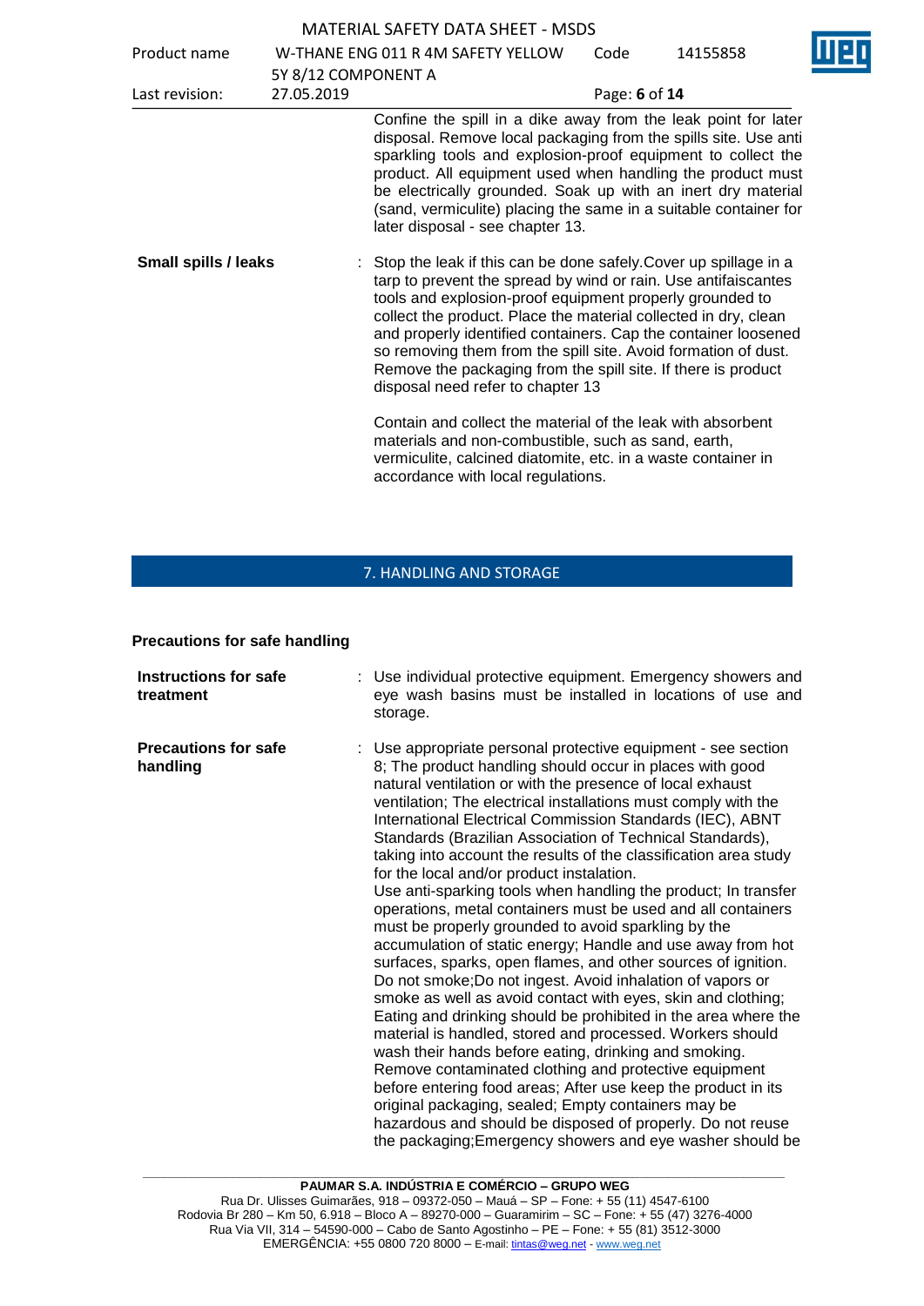Confine the spill in a dike away from the leak point for later disposal. Remove local packaging from the spills site. Use anti sparkling tools and explosion-proof equipment to collect the product. All equipment used when handling the product must be electrically grounded. Soak up with an inert dry material (sand, vermiculite) placing the same in a suitable container for later disposal - see chapter 13.

**Small spills / leaks** : Stop the leak if this can be done safely.Cover up spillage in a tarp to prevent the spread by wind or rain. Use antifaiscantes tools and explosion-proof equipment properly grounded to collect the product. Place the material collected in dry, clean and properly identified containers. Cap the container loosened so removing them from the spill site. Avoid formation of dust. Remove the packaging from the spill site. If there is product disposal need refer to chapter 13

Contain and collect the material of the leak with absorbent materials and non-combustible, such as sand, earth, vermiculite, calcined diatomite, etc. in a waste container in accordance with local regulations.

## 7. HANDLING AND STORAGE

### Precautions for safe handling

**Instructions for safe treatment** : Use individual protective equipment. Emergency showers and eye wash basins must be installed in locations of use and storage.

**Precautions for safe handling** : Use appropriate personal protective equipment - see section 8; The product handling should occur in places with good natural ventilation or with the presence of local exhaust ventilation; The electrical installations must comply with the International Electrical Commission Standards (IEC), ABNT Standards (Brazilian Association of Technical Standards), taking into account the results of the classification area study for the local and/or product instalation.
Use anti-sparking tools when handling the product; In transfer operations, metal containers must be used and all containers must be properly grounded to avoid sparkling by the accumulation of static energy; Handle and use away from hot surfaces, sparks, open flames, and other sources of ignition. Do not smoke;Do not ingest. Avoid inhalation of vapors or smoke as well as avoid contact with eyes, skin and clothing; Eating and drinking should be prohibited in the area where the material is handled, stored and processed. Workers should wash their hands before eating, drinking and smoking. Remove contaminated clothing and protective equipment before entering food areas; After use keep the product in its original packaging, sealed; Empty containers may be hazardous and should be disposed of properly. Do not reuse the packaging;Emergency showers and eye washer should be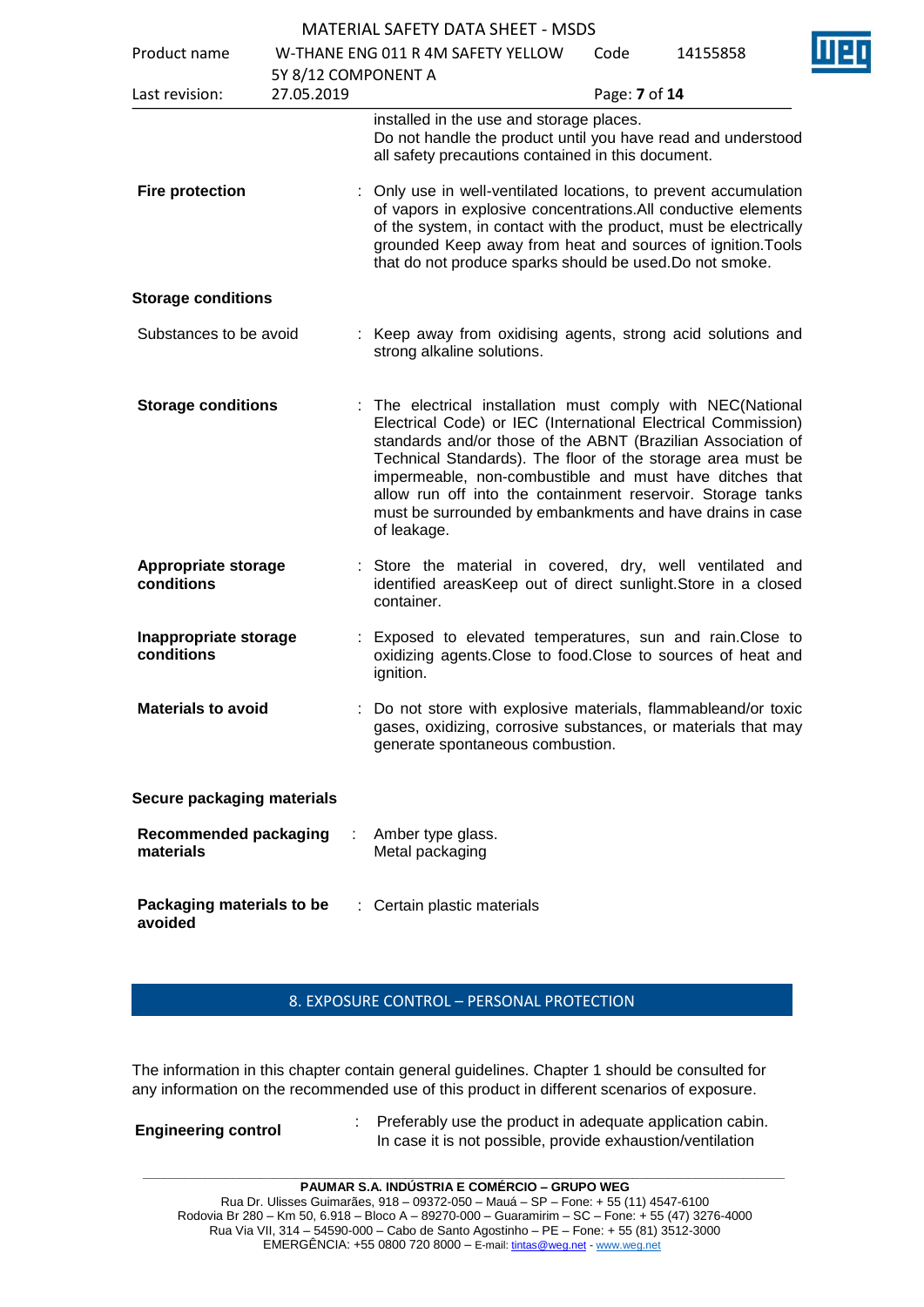installed in the use and storage places.
Do not handle the product until you have read and understood all safety precautions contained in this document.

**Fire protection** : Only use in well-ventilated locations, to prevent accumulation of vapors in explosive concentrations.All conductive elements of the system, in contact with the product, must be electrically grounded Keep away from heat and sources of ignition.Tools that do not produce sparks should be used.Do not smoke.

**Storage conditions**

Substances to be avoid : Keep away from oxidising agents, strong acid solutions and strong alkaline solutions.

**Storage conditions** : The electrical installation must comply with NEC(National Electrical Code) or IEC (International Electrical Commission) standards and/or those of the ABNT (Brazilian Association of Technical Standards). The floor of the storage area must be impermeable, non-combustible and must have ditches that allow run off into the containment reservoir. Storage tanks must be surrounded by embankments and have drains in case of leakage.

**Appropriate storage conditions** : Store the material in covered, dry, well ventilated and identified areasKeep out of direct sunlight.Store in a closed container.

**Inappropriate storage conditions** : Exposed to elevated temperatures, sun and rain.Close to oxidizing agents.Close to food.Close to sources of heat and ignition.

**Materials to avoid** : Do not store with explosive materials, flammableand/or toxic gases, oxidizing, corrosive substances, or materials that may generate spontaneous combustion.

**Secure packaging materials**

**Recommended packaging materials** : Amber type glass.
Metal packaging

**Packaging materials to be avoided** : Certain plastic materials

## 8. EXPOSURE CONTROL – PERSONAL PROTECTION

The information in this chapter contain general guidelines. Chapter 1 should be consulted for any information on the recommended use of this product in different scenarios of exposure.

**Engineering control** : Preferably use the product in adequate application cabin. In case it is not possible, provide exhaustion/ventilation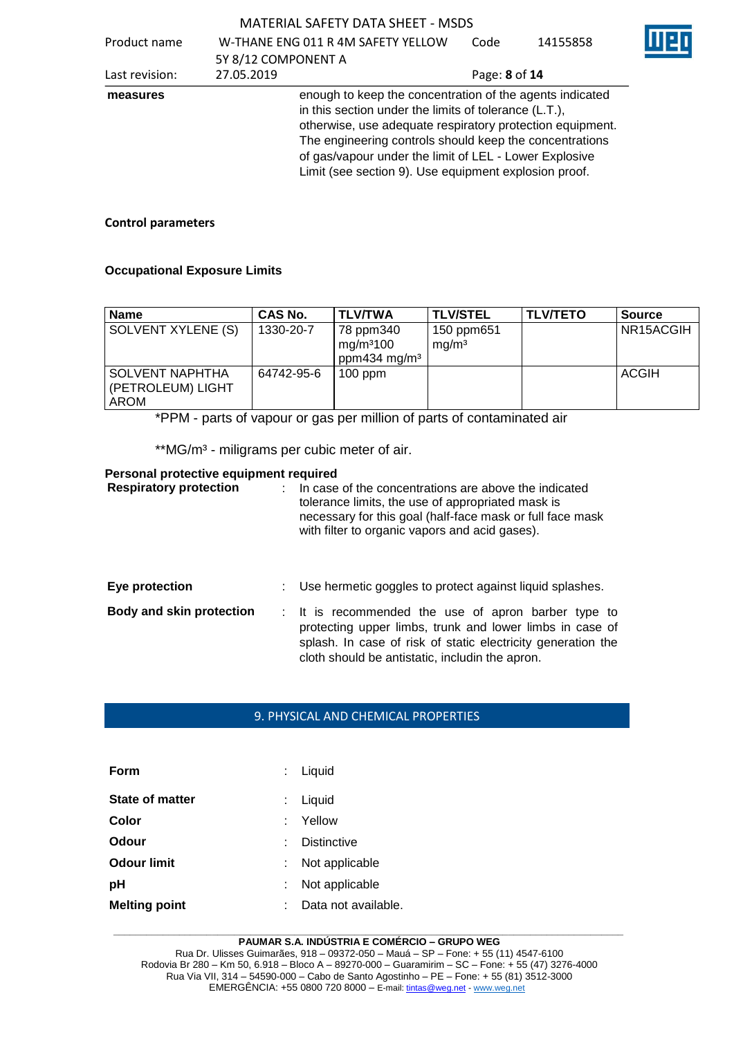**measures** enough to keep the concentration of the agents indicated in this section under the limits of tolerance (L.T.), otherwise, use adequate respiratory protection equipment. The engineering controls should keep the concentrations of gas/vapour under the limit of LEL - Lower Explosive Limit (see section 9). Use equipment explosion proof.

**Control parameters**

**Occupational Exposure Limits**

| Name | CAS No. | TLV/TWA | TLV/STEL | TLV/TETO | Source |
|---|---|---|---|---|---|
| SOLVENT XYLENE (S) | 1330-20-7 | 78 ppm340 mg/m³100 ppm434 mg/m³ | 150 ppm651 mg/m³ | | NR15ACGIH |
| SOLVENT NAPHTHA (PETROLEUM) LIGHT AROM | 64742-95-6 | 100 ppm | | | ACGIH |

*PPM - parts of vapour or gas per million of parts of contaminated air

**MG/m³ - miligrams per cubic meter of air.

**Personal protective equipment required**

**Respiratory protection** : In case of the concentrations are above the indicated tolerance limits, the use of appropriated mask is necessary for this goal (half-face mask or full face mask with filter to organic vapors and acid gases).

**Eye protection** : Use hermetic goggles to protect against liquid splashes.

**Body and skin protection** : It is recommended the use of apron barber type to protecting upper limbs, trunk and lower limbs in case of splash. In case of risk of static electricity generation the cloth should be antistatic, includin the apron.

## 9. PHYSICAL AND CHEMICAL PROPERTIES

**Form** : Liquid

**State of matter** : Liquid

**Color** : Yellow

**Odour** : Distinctive

**Odour limit** : Not applicable

**pH** : Not applicable

**Melting point** : Data not available.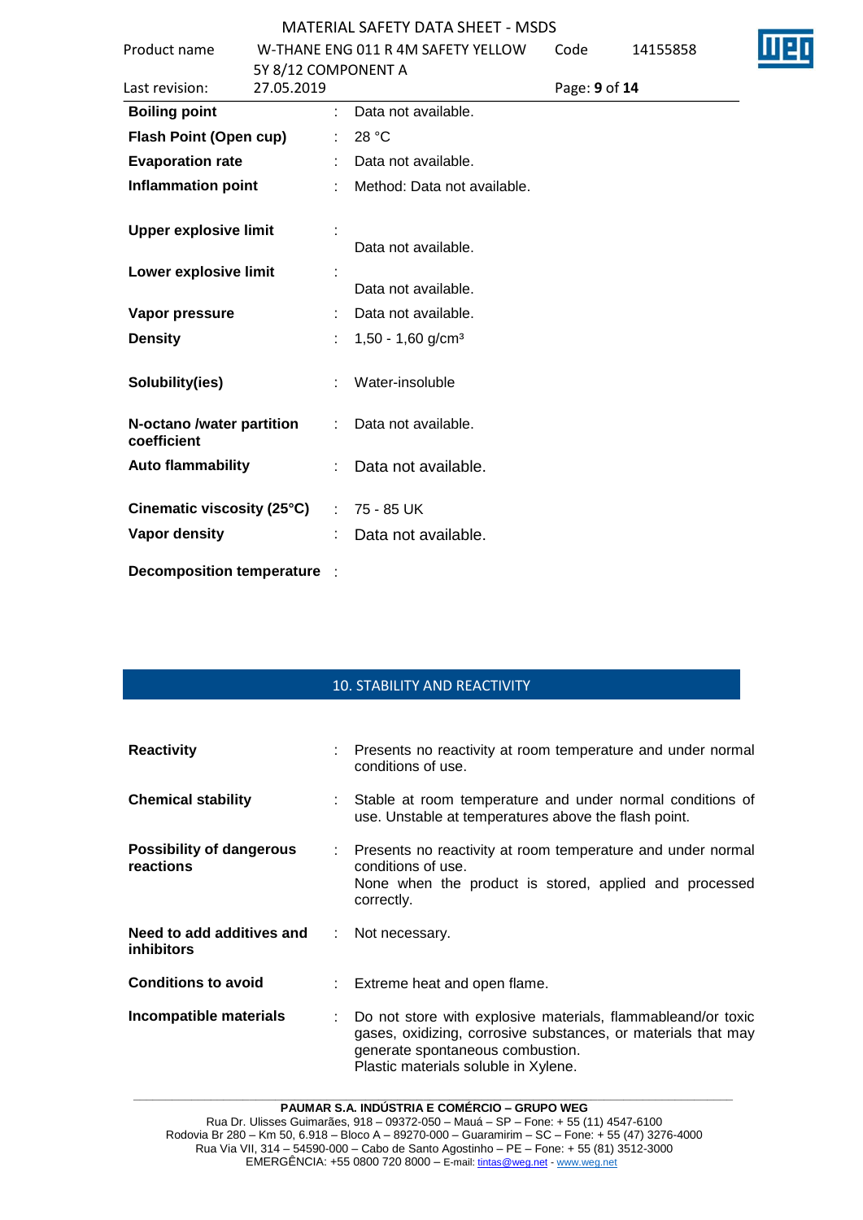| | | |
|---|---|---|
| **Boiling point** | : | Data not available. |
| **Flash Point (Open cup)** | : | 28 °C |
| **Evaporation rate** | : | Data not available. |
| **Inflammation point** | : | Method: Data not available. |
| **Upper explosive limit** | : | Data not available. |
| **Lower explosive limit** | : | Data not available. |
| **Vapor pressure** | : | Data not available. |
| **Density** | : | 1,50 - 1,60 g/cm³ |
| **Solubility(ies)** | : | Water-insoluble |
| **N-octano /water partition coefficient** | : | Data not available. |
| **Auto flammability** | : | Data not available. |
| **Cinematic viscosity (25°C)** | : | 75 - 85 UK |
| **Vapor density** | : | Data not available. |
| **Decomposition temperature** | : | |

## 10. STABILITY AND REACTIVITY

| | | |
|---|---|---|
| **Reactivity** | : | Presents no reactivity at room temperature and under normal conditions of use. |
| **Chemical stability** | : | Stable at room temperature and under normal conditions of use. Unstable at temperatures above the flash point. |
| **Possibility of dangerous reactions** | : | Presents no reactivity at room temperature and under normal conditions of use.<br>None when the product is stored, applied and processed correctly. |
| **Need to add additives and inhibitors** | : | Not necessary. |
| **Conditions to avoid** | : | Extreme heat and open flame. |
| **Incompatible materials** | : | Do not store with explosive materials, flammableand/or toxic gases, oxidizing, corrosive substances, or materials that may generate spontaneous combustion.<br>Plastic materials soluble in Xylene. |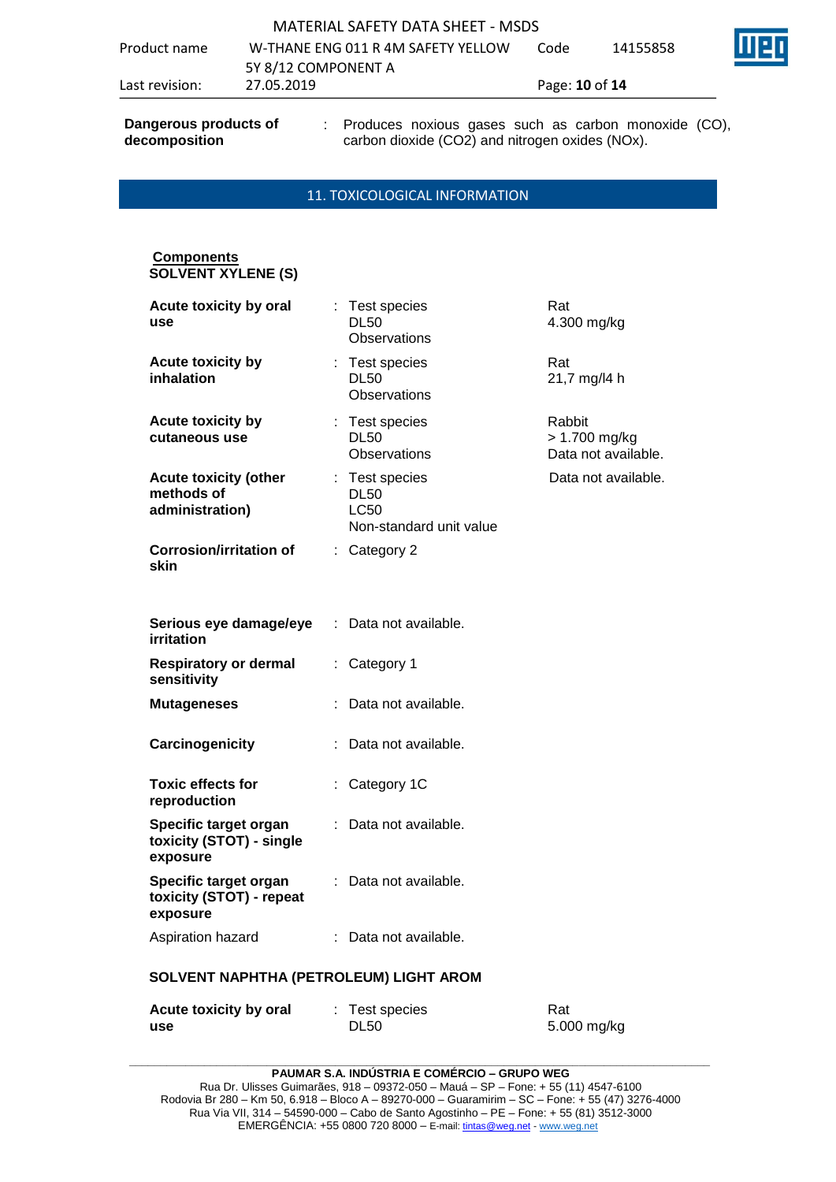| | | |
|---|---|---|
| **Dangerous products of decomposition** | : | Produces noxious gases such as carbon monoxide (CO), carbon dioxide ($CO_2$) and nitrogen oxides (NOx). |

## 11. TOXICOLOGICAL INFORMATION

**Components**

**SOLVENT XYLENE (S)**

| | | |
|---|---|---|
| **Acute toxicity by oral use** | : Test species<br>DL50<br>Observations | Rat<br>4.300 mg/kg |
| **Acute toxicity by inhalation** | : Test species<br>DL50<br>Observations | Rat<br>21,7 mg/l4 h |
| **Acute toxicity by cutaneous use** | : Test species<br>DL50<br>Observations | Rabbit<br>> 1.700 mg/kg<br>Data not available. |
| **Acute toxicity (other methods of administration)** | : Test species<br>DL50<br>LC50<br>Non-standard unit value | Data not available. |
| **Corrosion/irritation of skin** | : Category 2 | |
| **Serious eye damage/eye irritation** | : Data not available. | |
| **Respiratory or dermal sensitivity** | : Category 1 | |
| **Mutageneses** | : Data not available. | |
| **Carcinogenicity** | : Data not available. | |
| **Toxic effects for reproduction** | : Category 1C | |
| **Specific target organ toxicity (STOT) - single exposure** | : Data not available. | |
| **Specific target organ toxicity (STOT) - repeat exposure** | : Data not available. | |
| Aspiration hazard | : Data not available. | |

**SOLVENT NAPHTHA (PETROLEUM) LIGHT AROM**

| | | |
|---|---|---|
| **Acute toxicity by oral use** | : Test species<br>DL50 | Rat<br>5.000 mg/kg |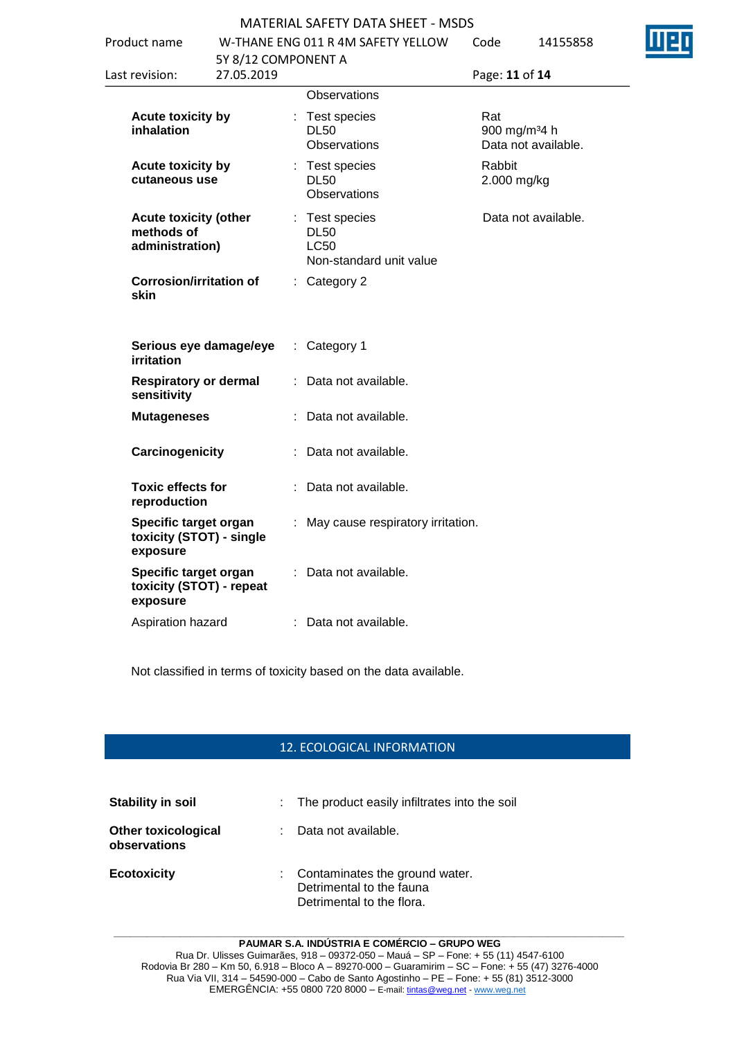| | | | |
|---|---|---|---|
| | | Observations | |
| **Acute toxicity by inhalation** | : | Test species<br>DL50<br>Observations | Rat<br>900 mg/m³4 h<br>Data not available. |
| **Acute toxicity by cutaneous use** | : | Test species<br>DL50<br>Observations | Rabbit<br>2.000 mg/kg |
| **Acute toxicity (other methods of administration)** | : | Test species<br>DL50<br>LC50<br>Non-standard unit value | Data not available. |
| **Corrosion/irritation of skin** | : | Category 2 | |
| **Serious eye damage/eye irritation** | : | Category 1 | |
| **Respiratory or dermal sensitivity** | : | Data not available. | |
| **Mutageneses** | : | Data not available. | |
| **Carcinogenicity** | : | Data not available. | |
| **Toxic effects for reproduction** | : | Data not available. | |
| **Specific target organ toxicity (STOT) - single exposure** | : | May cause respiratory irritation. | |
| **Specific target organ toxicity (STOT) - repeat exposure** | : | Data not available. | |
| Aspiration hazard | : | Data not available. | |

Not classified in terms of toxicity based on the data available.

## 12. ECOLOGICAL INFORMATION

| | | |
|---|---|---|
| **Stability in soil** | : | The product easily infiltrates into the soil |
| **Other toxicological observations** | : | Data not available. |
| **Ecotoxicity** | : | Contaminates the ground water.<br>Detrimental to the fauna<br>Detrimental to the flora. |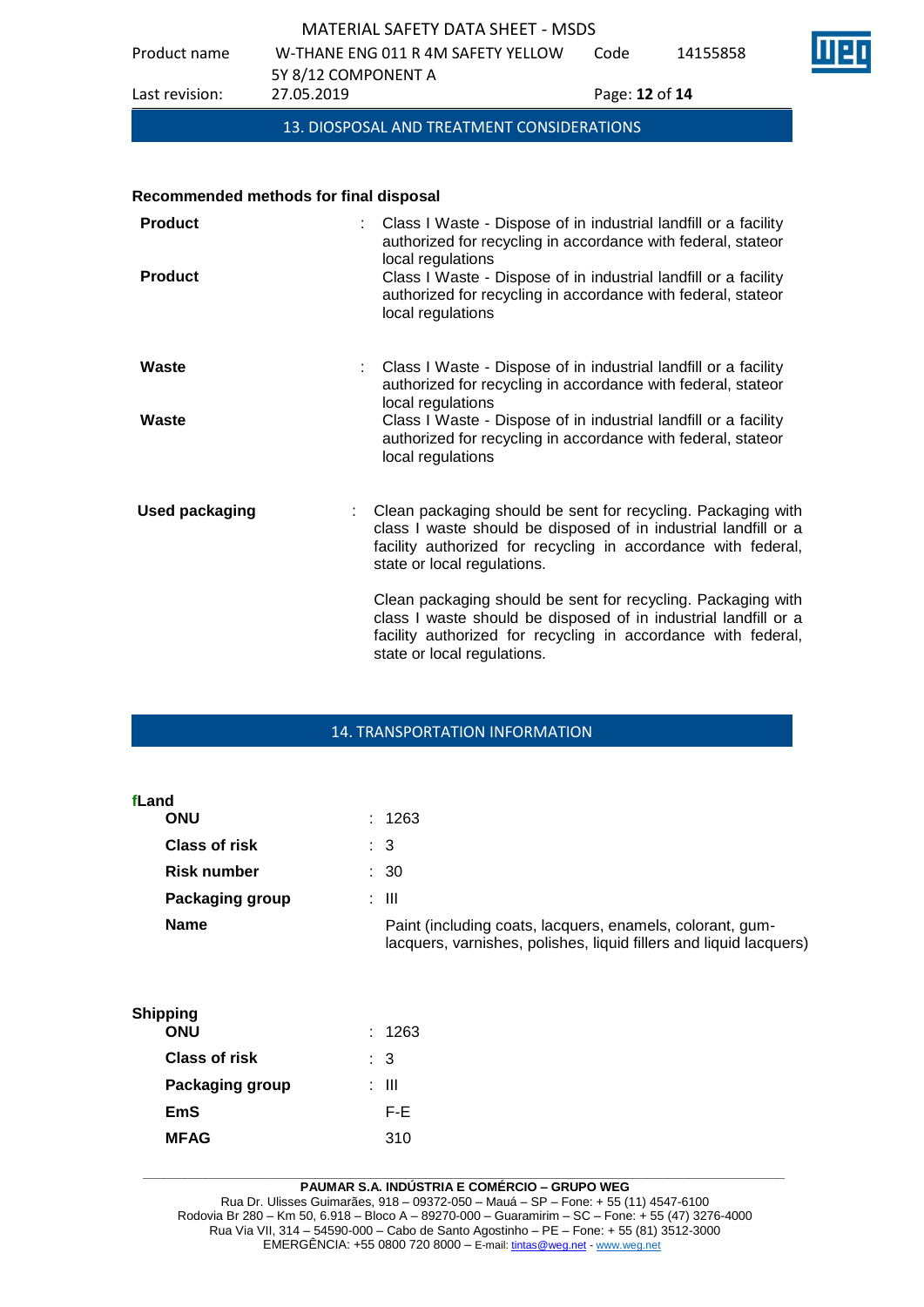## 13. DIOSPOSAL AND TREATMENT CONSIDERATIONS

**Recommended methods for final disposal**

| | | |
|---|---|---|
| **Product** | : | Class I Waste - Dispose of in industrial landfill or a facility authorized for recycling in accordance with federal, stateor local regulations |
| **Product** | | Class I Waste - Dispose of in industrial landfill or a facility authorized for recycling in accordance with federal, stateor local regulations |
| **Waste** | : | Class I Waste - Dispose of in industrial landfill or a facility authorized for recycling in accordance with federal, stateor local regulations |
| **Waste** | | Class I Waste - Dispose of in industrial landfill or a facility authorized for recycling in accordance with federal, stateor local regulations |
| **Used packaging** | : | Clean packaging should be sent for recycling. Packaging with class I waste should be disposed of in industrial landfill or a facility authorized for recycling in accordance with federal, state or local regulations.<br><br>Clean packaging should be sent for recycling. Packaging with class I waste should be disposed of in industrial landfill or a facility authorized for recycling in accordance with federal, state or local regulations. |

## 14. TRANSPORTATION INFORMATION

**fLand**

| | | |
|---|---|---|
| **ONU** | : | 1263 |
| **Class of risk** | : | 3 |
| **Risk number** | : | 30 |
| **Packaging group** | : | III |
| **Name** | | Paint (including coats, lacquers, enamels, colorant, gum-lacquers, varnishes, polishes, liquid fillers and liquid lacquers) |

**Shipping**

| | | |
|---|---|---|
| **ONU** | : | 1263 |
| **Class of risk** | : | 3 |
| **Packaging group** | : | III |
| **EmS** | | F-E |
| **MFAG** | | 310 |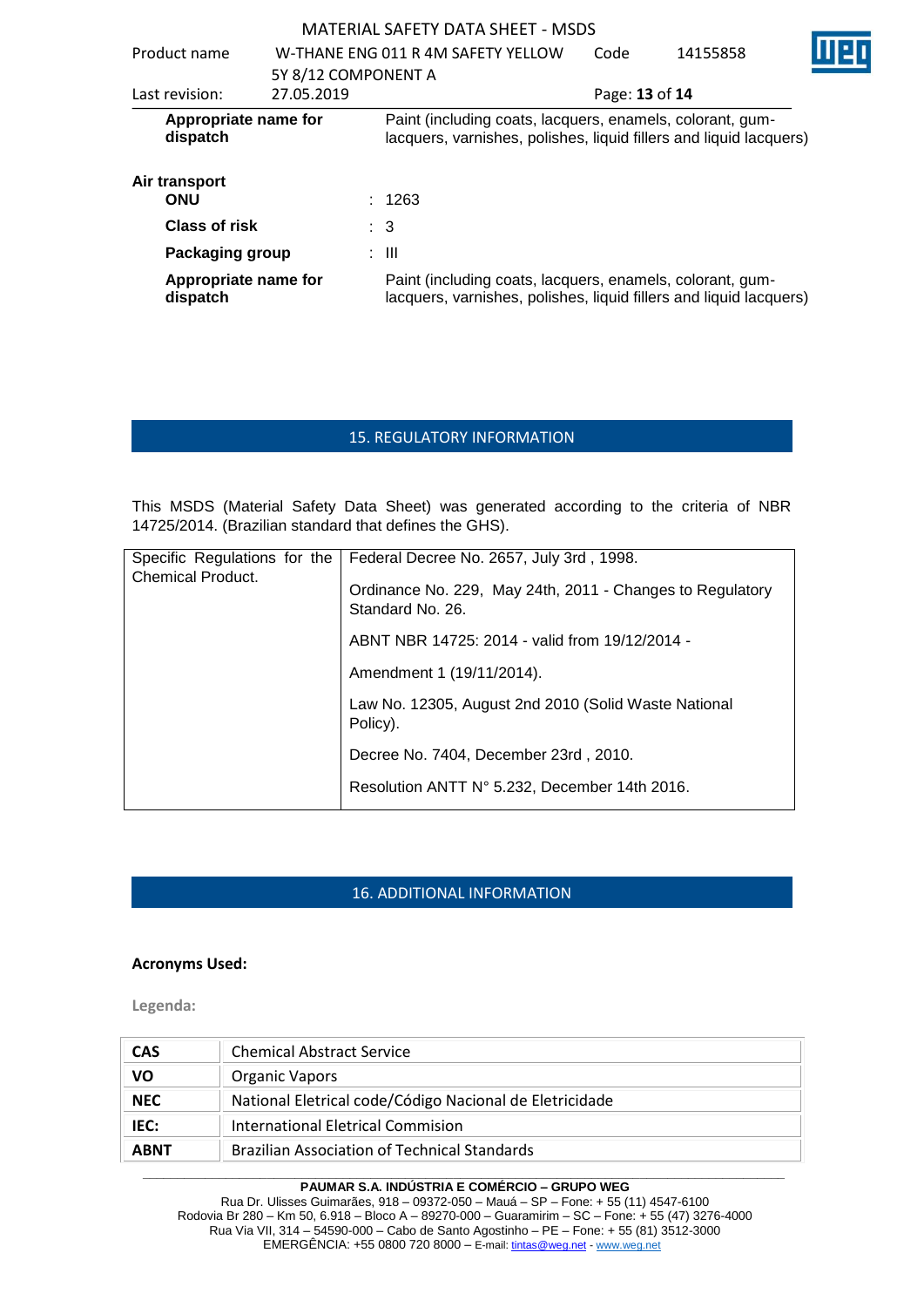**Appropriate name for dispatch** Paint (including coats, lacquers, enamels, colorant, gum-lacquers, varnishes, polishes, liquid fillers and liquid lacquers)

**Air transport**

**ONU** : 1263

**Class of risk** : 3

**Packaging group** : III

**Appropriate name for dispatch** Paint (including coats, lacquers, enamels, colorant, gum-lacquers, varnishes, polishes, liquid fillers and liquid lacquers)

## 15. REGULATORY INFORMATION

This MSDS (Material Safety Data Sheet) was generated according to the criteria of NBR 14725/2014. (Brazilian standard that defines the GHS).

| Specific Regulations for the Chemical Product. | Federal Decree No. 2657, July 3rd , 1998. |
|---|---|
| | Ordinance No. 229, May 24th, 2011 - Changes to Regulatory Standard No. 26. |
| | ABNT NBR 14725: 2014 - valid from 19/12/2014 - |
| | Amendment 1 (19/11/2014). |
| | Law No. 12305, August 2nd 2010 (Solid Waste National Policy). |
| | Decree No. 7404, December 23rd , 2010. |
| | Resolution ANTT N° 5.232, December 14th 2016. |

## 16. ADDITIONAL INFORMATION

**Acronyms Used:**

**Legenda:**

| | |
|---|---|
| **CAS** | Chemical Abstract Service |
| **VO** | Organic Vapors |
| **NEC** | National Eletrical code/Código Nacional de Eletricidade |
| **IEC:** | International Eletrical Commision |
| **ABNT** | Brazilian Association of Technical Standards |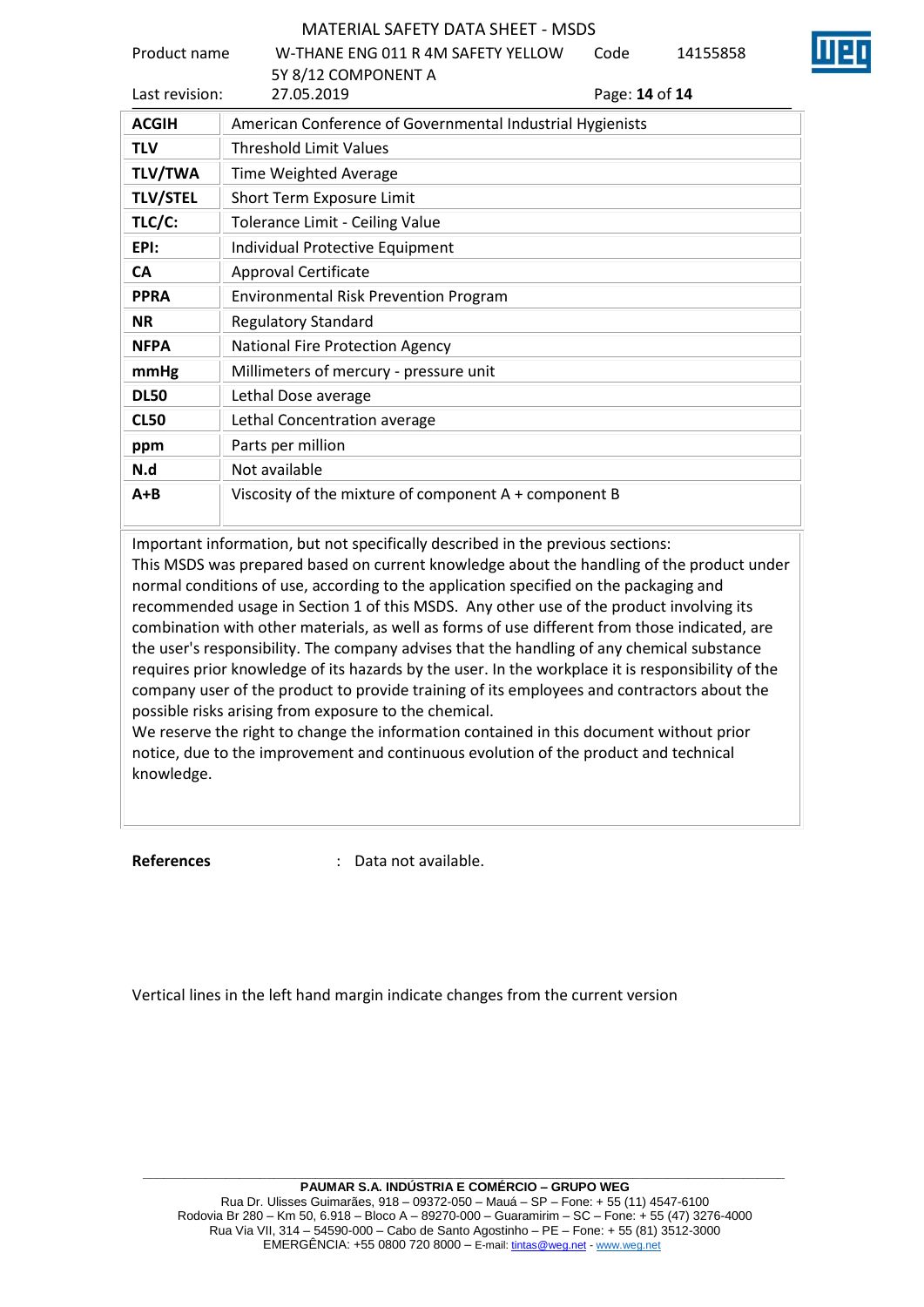| | |
|---|---|
| **ACGIH** | American Conference of Governmental Industrial Hygienists |
| **TLV** | Threshold Limit Values |
| **TLV/TWA** | Time Weighted Average |
| **TLV/STEL** | Short Term Exposure Limit |
| **TLC/C:** | Tolerance Limit - Ceiling Value |
| **EPI:** | Individual Protective Equipment |
| **CA** | Approval Certificate |
| **PPRA** | Environmental Risk Prevention Program |
| **NR** | Regulatory Standard |
| **NFPA** | National Fire Protection Agency |
| **mmHg** | Millimeters of mercury - pressure unit |
| **DL50** | Lethal Dose average |
| **CL50** | Lethal Concentration average |
| **ppm** | Parts per million |
| **N.d** | Not available |
| **A+B** | Viscosity of the mixture of component A + component B |

Important information, but not specifically described in the previous sections:
This MSDS was prepared based on current knowledge about the handling of the product under normal conditions of use, according to the application specified on the packaging and recommended usage in Section 1 of this MSDS. Any other use of the product involving its combination with other materials, as well as forms of use different from those indicated, are the user's responsibility. The company advises that the handling of any chemical substance requires prior knowledge of its hazards by the user. In the workplace it is responsibility of the company user of the product to provide training of its employees and contractors about the possible risks arising from exposure to the chemical.
We reserve the right to change the information contained in this document without prior notice, due to the improvement and continuous evolution of the product and technical knowledge.

**References** : Data not available.

Vertical lines in the left hand margin indicate changes from the current version

**PAUMAR S.A. INDÚSTRIA E COMÉRCIO – GRUPO WEG**
Rua Dr. Ulisses Guimarães, 918 – 09372-050 – Mauá – SP – Fone: + 55 (11) 4547-6100
Rodovia Br 280 – Km 50, 6.918 – Bloco A – 89270-000 – Guaramirim – SC – Fone: + 55 (47) 3276-4000
Rua Via VII, 314 – 54590-000 – Cabo de Santo Agostinho – PE – Fone: + 55 (81) 3512-3000
EMERGÊNCIA: +55 0800 720 8000 – E-mail: tintas@weg.net - www.weg.net